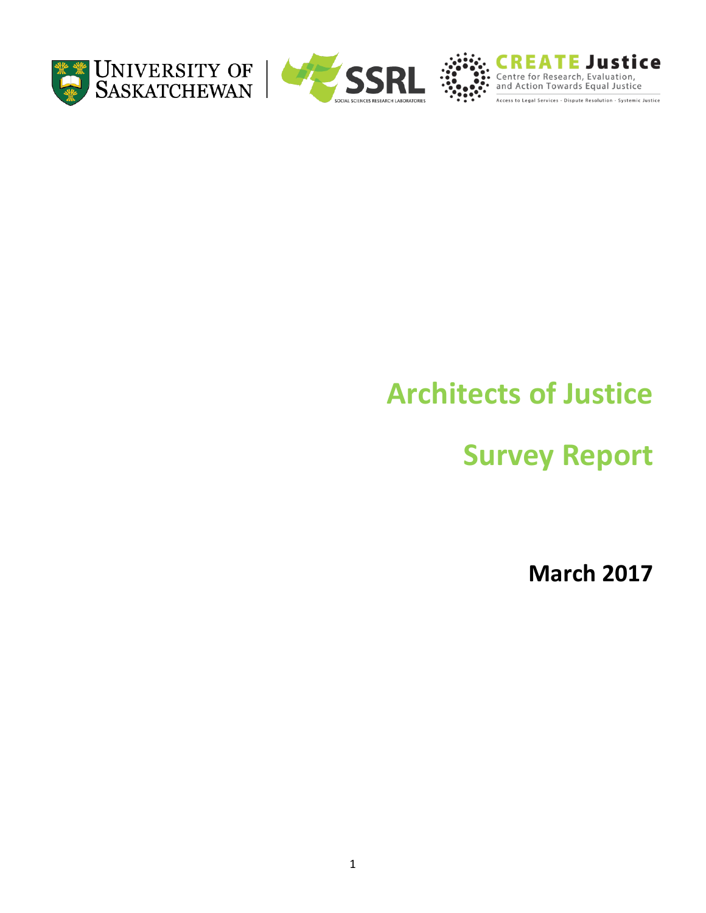University of Saskatchewan | SSRL Social Sciences Research Laboratories | CREATE Justice Centre for Research, Evaluation, and Action Towards Equal Justice

Access to Legal Services - Dispute Resolution - Systemic Justice

# Architects of Justice

# Survey Report

**March 2017**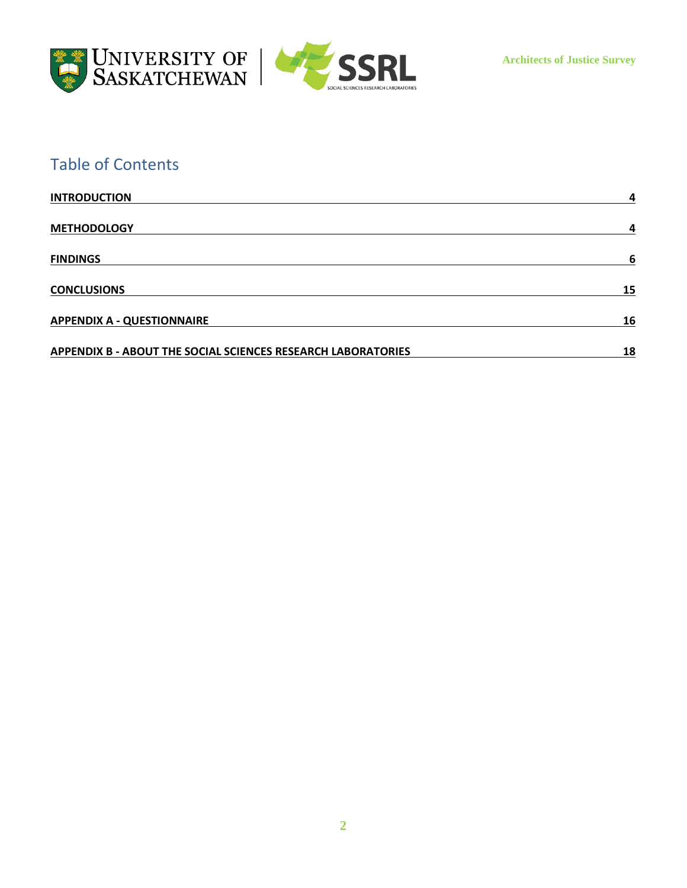## Table of Contents

| | |
|---|---|
| **INTRODUCTION** | **4** |
| **METHODOLOGY** | **4** |
| **FINDINGS** | **6** |
| **CONCLUSIONS** | **15** |
| **APPENDIX A - QUESTIONNAIRE** | **16** |
| **APPENDIX B - ABOUT THE SOCIAL SCIENCES RESEARCH LABORATORIES** | **18** |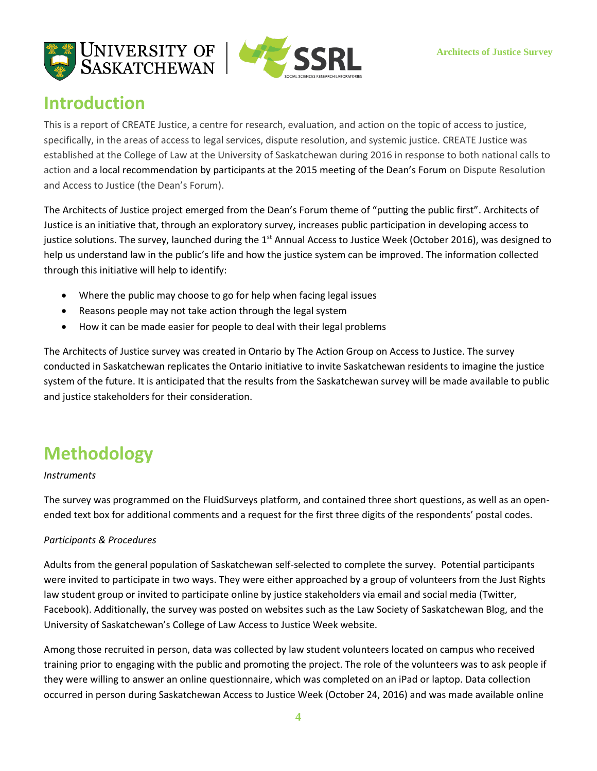# Introduction

This is a report of CREATE Justice, a centre for research, evaluation, and action on the topic of access to justice, specifically, in the areas of access to legal services, dispute resolution, and systemic justice. CREATE Justice was established at the College of Law at the University of Saskatchewan during 2016 in response to both national calls to action and a local recommendation by participants at the 2015 meeting of the Dean's Forum on Dispute Resolution and Access to Justice (the Dean's Forum).

The Architects of Justice project emerged from the Dean's Forum theme of "putting the public first". Architects of Justice is an initiative that, through an exploratory survey, increases public participation in developing access to justice solutions. The survey, launched during the 1st Annual Access to Justice Week (October 2016), was designed to help us understand law in the public's life and how the justice system can be improved. The information collected through this initiative will help to identify:

- Where the public may choose to go for help when facing legal issues
- Reasons people may not take action through the legal system
- How it can be made easier for people to deal with their legal problems

The Architects of Justice survey was created in Ontario by The Action Group on Access to Justice. The survey conducted in Saskatchewan replicates the Ontario initiative to invite Saskatchewan residents to imagine the justice system of the future. It is anticipated that the results from the Saskatchewan survey will be made available to public and justice stakeholders for their consideration.

# Methodology

*Instruments*

The survey was programmed on the FluidSurveys platform, and contained three short questions, as well as an open-ended text box for additional comments and a request for the first three digits of the respondents' postal codes.

*Participants & Procedures*

Adults from the general population of Saskatchewan self-selected to complete the survey. Potential participants were invited to participate in two ways. They were either approached by a group of volunteers from the Just Rights law student group or invited to participate online by justice stakeholders via email and social media (Twitter, Facebook). Additionally, the survey was posted on websites such as the Law Society of Saskatchewan Blog, and the University of Saskatchewan's College of Law Access to Justice Week website.

Among those recruited in person, data was collected by law student volunteers located on campus who received training prior to engaging with the public and promoting the project. The role of the volunteers was to ask people if they were willing to answer an online questionnaire, which was completed on an iPad or laptop. Data collection occurred in person during Saskatchewan Access to Justice Week (October 24, 2016) and was made available online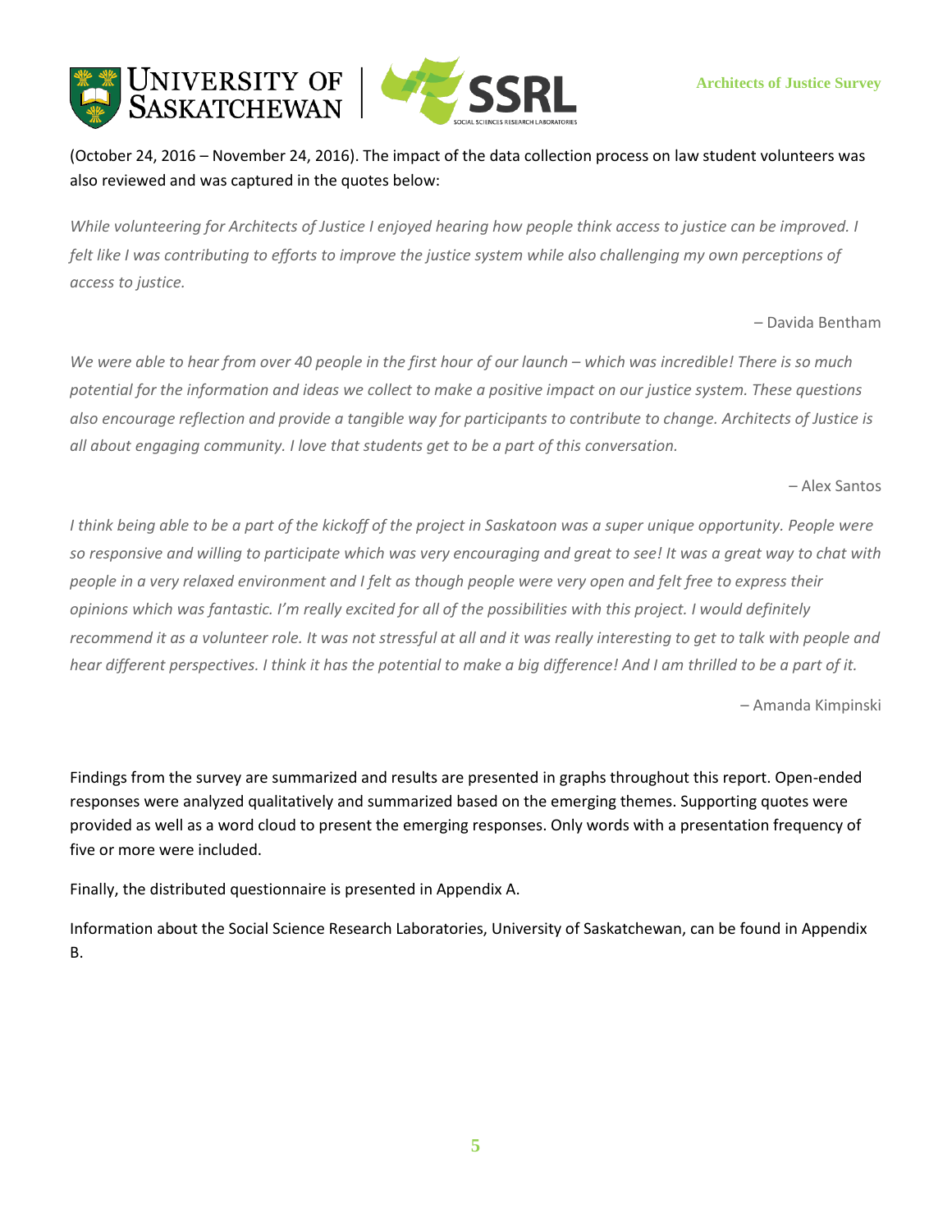(October 24, 2016 – November 24, 2016). The impact of the data collection process on law student volunteers was also reviewed and was captured in the quotes below:

*While volunteering for Architects of Justice I enjoyed hearing how people think access to justice can be improved. I felt like I was contributing to efforts to improve the justice system while also challenging my own perceptions of access to justice.*

– Davida Bentham

*We were able to hear from over 40 people in the first hour of our launch – which was incredible! There is so much potential for the information and ideas we collect to make a positive impact on our justice system. These questions also encourage reflection and provide a tangible way for participants to contribute to change. Architects of Justice is all about engaging community. I love that students get to be a part of this conversation.*

– Alex Santos

*I think being able to be a part of the kickoff of the project in Saskatoon was a super unique opportunity. People were so responsive and willing to participate which was very encouraging and great to see! It was a great way to chat with people in a very relaxed environment and I felt as though people were very open and felt free to express their opinions which was fantastic. I'm really excited for all of the possibilities with this project. I would definitely recommend it as a volunteer role. It was not stressful at all and it was really interesting to get to talk with people and hear different perspectives. I think it has the potential to make a big difference! And I am thrilled to be a part of it.*

– Amanda Kimpinski

Findings from the survey are summarized and results are presented in graphs throughout this report. Open-ended responses were analyzed qualitatively and summarized based on the emerging themes. Supporting quotes were provided as well as a word cloud to present the emerging responses. Only words with a presentation frequency of five or more were included.

Finally, the distributed questionnaire is presented in Appendix A.

Information about the Social Science Research Laboratories, University of Saskatchewan, can be found in Appendix B.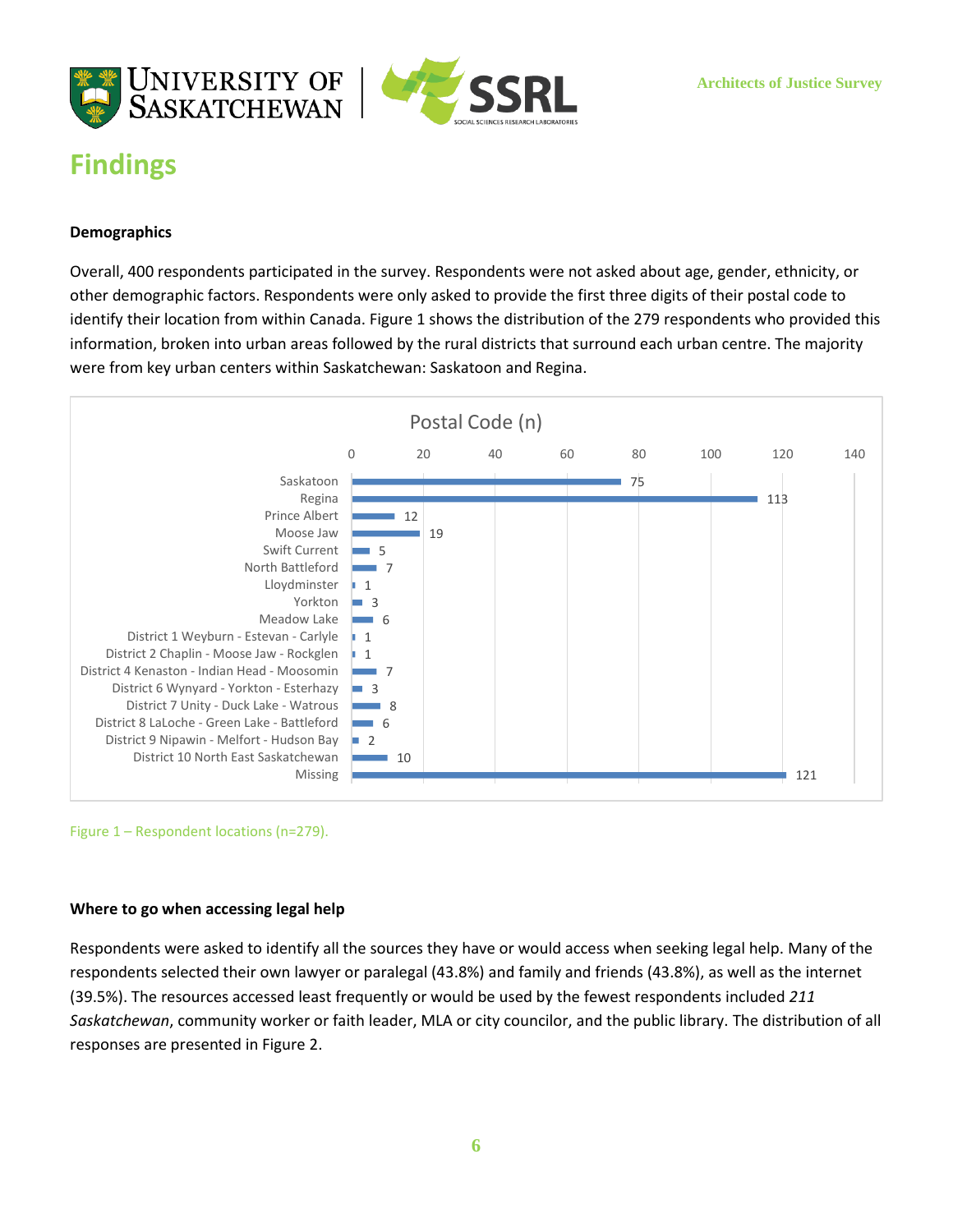## Findings

### Demographics

Overall, 400 respondents participated in the survey. Respondents were not asked about age, gender, ethnicity, or other demographic factors. Respondents were only asked to provide the first three digits of their postal code to identify their location from within Canada. Figure 1 shows the distribution of the 279 respondents who provided this information, broken into urban areas followed by the rural districts that surround each urban centre. The majority were from key urban centers within Saskatchewan: Saskatoon and Regina.

**Postal Code (n)**

| Location | n |
|---|---|
| Saskatoon | 75 |
| Regina | 113 |
| Prince Albert | 12 |
| Moose Jaw | 19 |
| Swift Current | 5 |
| North Battleford | 7 |
| Lloydminster | 1 |
| Yorkton | 3 |
| Meadow Lake | 6 |
| District 1 Weyburn - Estevan - Carlyle | 1 |
| District 2 Chaplin - Moose Jaw - Rockglen | 1 |
| District 4 Kenaston - Indian Head - Moosomin | 7 |
| District 6 Wynyard - Yorkton - Esterhazy | 3 |
| District 7 Unity - Duck Lake - Watrous | 8 |
| District 8 LaLoche - Green Lake - Battleford | 6 |
| District 9 Nipawin - Melfort - Hudson Bay | 2 |
| District 10 North East Saskatchewan | 10 |
| Missing | 121 |

Figure 1 – Respondent locations (n=279).

### Where to go when accessing legal help

Respondents were asked to identify all the sources they have or would access when seeking legal help. Many of the respondents selected their own lawyer or paralegal (43.8%) and family and friends (43.8%), as well as the internet (39.5%). The resources accessed least frequently or would be used by the fewest respondents included *211 Saskatchewan*, community worker or faith leader, MLA or city councilor, and the public library. The distribution of all responses are presented in Figure 2.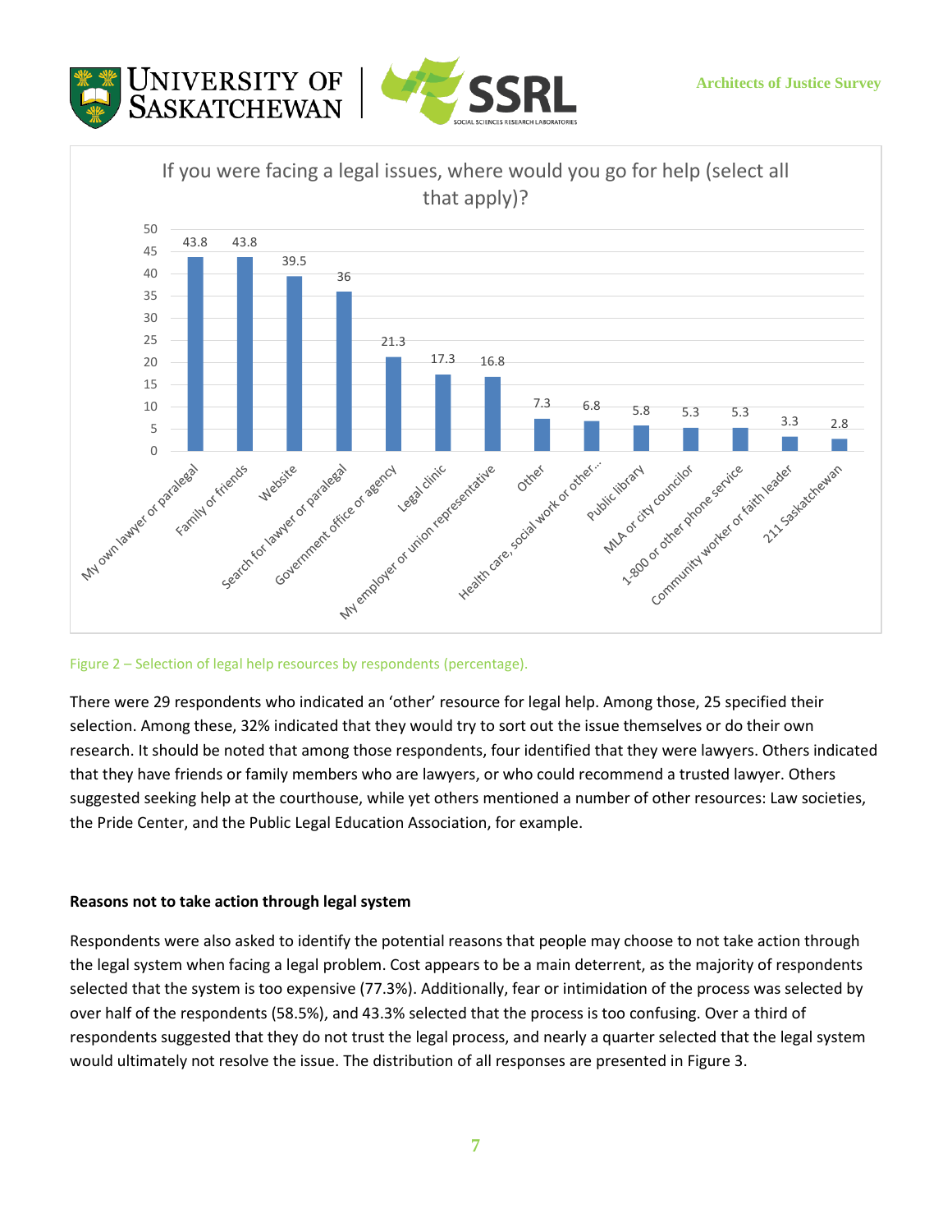If you were facing a legal issues, where would you go for help (select all that apply)?

| Resource | Percentage |
|---|---|
| My own lawyer or paralegal | 43.8 |
| Family or friends | 43.8 |
| Website | 39.5 |
| Search for lawyer or paralegal | 36 |
| Government office or agency | 21.3 |
| Legal clinic | 17.3 |
| My employer or union representative | 16.8 |
| Other | 7.3 |
| Health care, social work or other... | 6.8 |
| Public library | 5.8 |
| MLA or city councilor | 5.3 |
| 1-800 or other phone service | 5.3 |
| Community worker or faith leader | 3.3 |
| 211 Saskatchewan | 2.8 |

Figure 2 – Selection of legal help resources by respondents (percentage).

There were 29 respondents who indicated an 'other' resource for legal help. Among those, 25 specified their selection. Among these, 32% indicated that they would try to sort out the issue themselves or do their own research. It should be noted that among those respondents, four identified that they were lawyers. Others indicated that they have friends or family members who are lawyers, or who could recommend a trusted lawyer. Others suggested seeking help at the courthouse, while yet others mentioned a number of other resources: Law societies, the Pride Center, and the Public Legal Education Association, for example.

**Reasons not to take action through legal system**

Respondents were also asked to identify the potential reasons that people may choose to not take action through the legal system when facing a legal problem. Cost appears to be a main deterrent, as the majority of respondents selected that the system is too expensive (77.3%). Additionally, fear or intimidation of the process was selected by over half of the respondents (58.5%), and 43.3% selected that the process is too confusing. Over a third of respondents suggested that they do not trust the legal process, and nearly a quarter selected that the legal system would ultimately not resolve the issue. The distribution of all responses are presented in Figure 3.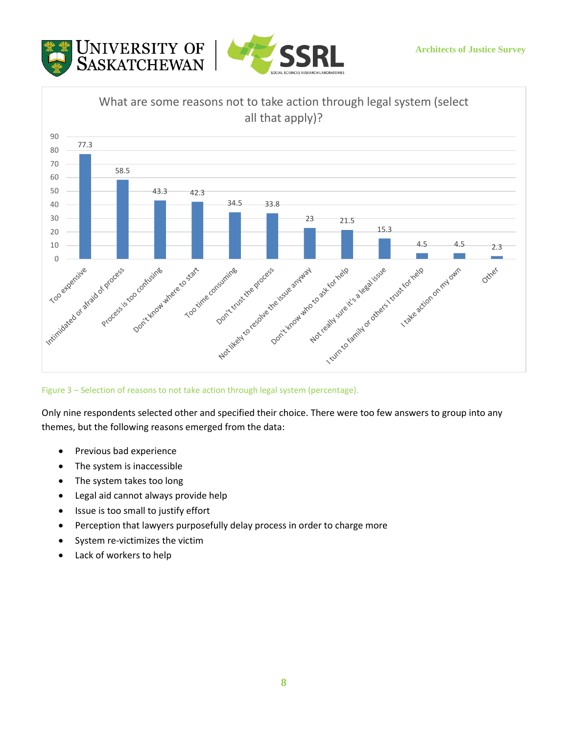What are some reasons not to take action through legal system (select all that apply)?

| Reason | Percentage |
|---|---|
| Too expensive | 77.3 |
| Intimidated or afraid of process | 58.5 |
| Process is too confusing | 43.3 |
| Don't know where to start | 42.3 |
| Too time consuming | 34.5 |
| Don't trust the process | 33.8 |
| Not likely to resolve the issue anyway | 23 |
| Don't know who to ask for help | 21.5 |
| Not really sure it's a legal issue | 15.3 |
| I turn to family or others I trust for help | 4.5 |
| I take action on my own | 4.5 |
| Other | 2.3 |

Figure 3 – Selection of reasons to not take action through legal system (percentage).

Only nine respondents selected other and specified their choice. There were too few answers to group into any themes, but the following reasons emerged from the data:

- Previous bad experience
- The system is inaccessible
- The system takes too long
- Legal aid cannot always provide help
- Issue is too small to justify effort
- Perception that lawyers purposefully delay process in order to charge more
- System re-victimizes the victim
- Lack of workers to help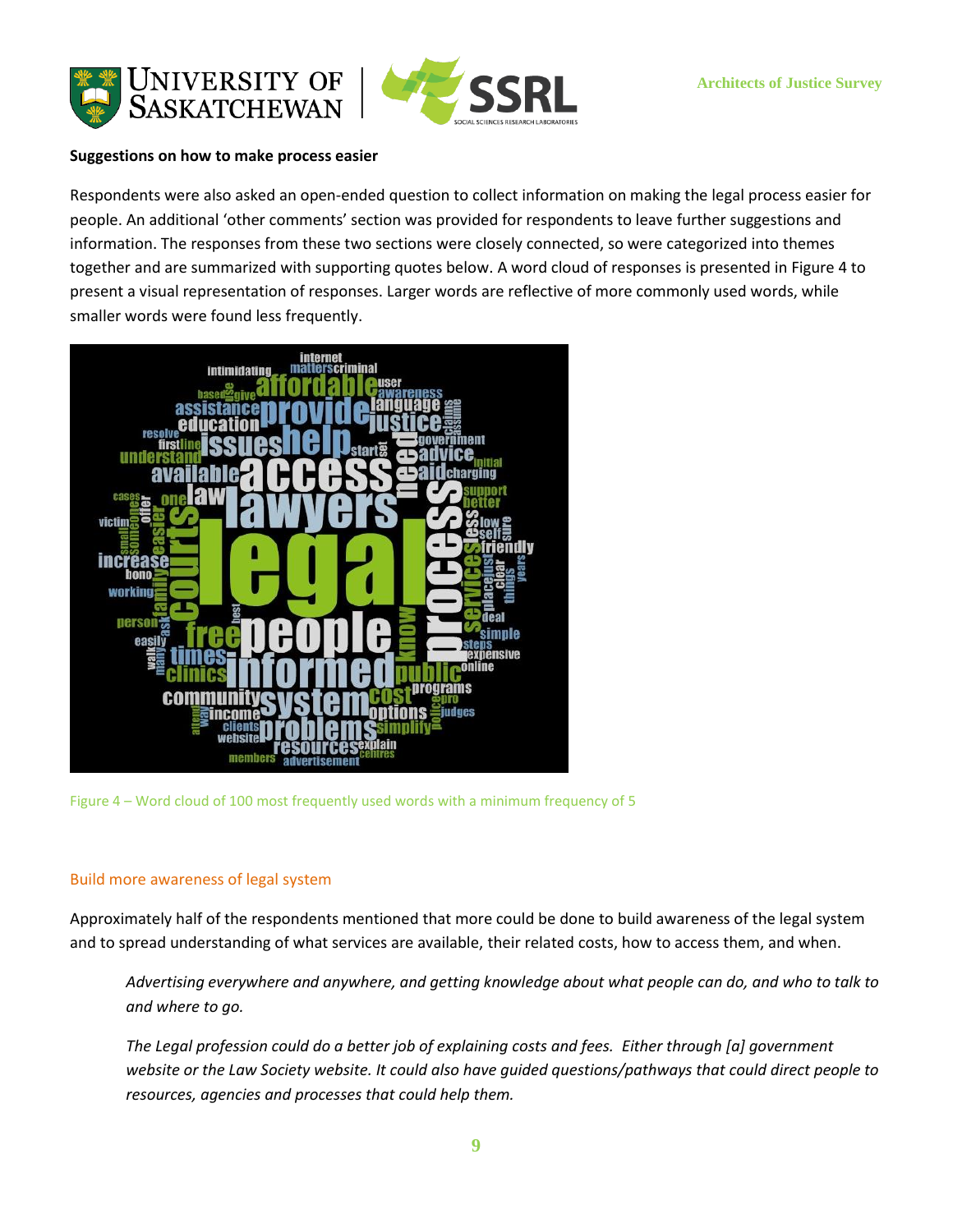**Suggestions on how to make process easier**

Respondents were also asked an open-ended question to collect information on making the legal process easier for people. An additional 'other comments' section was provided for respondents to leave further suggestions and information. The responses from these two sections were closely connected, so were categorized into themes together and are summarized with supporting quotes below. A word cloud of responses is presented in Figure 4 to present a visual representation of responses. Larger words are reflective of more commonly used words, while smaller words were found less frequently.

Figure 4 – Word cloud of 100 most frequently used words with a minimum frequency of 5

## Build more awareness of legal system

Approximately half of the respondents mentioned that more could be done to build awareness of the legal system and to spread understanding of what services are available, their related costs, how to access them, and when.

> *Advertising everywhere and anywhere, and getting knowledge about what people can do, and who to talk to and where to go.*

> *The Legal profession could do a better job of explaining costs and fees. Either through [a] government website or the Law Society website. It could also have guided questions/pathways that could direct people to resources, agencies and processes that could help them.*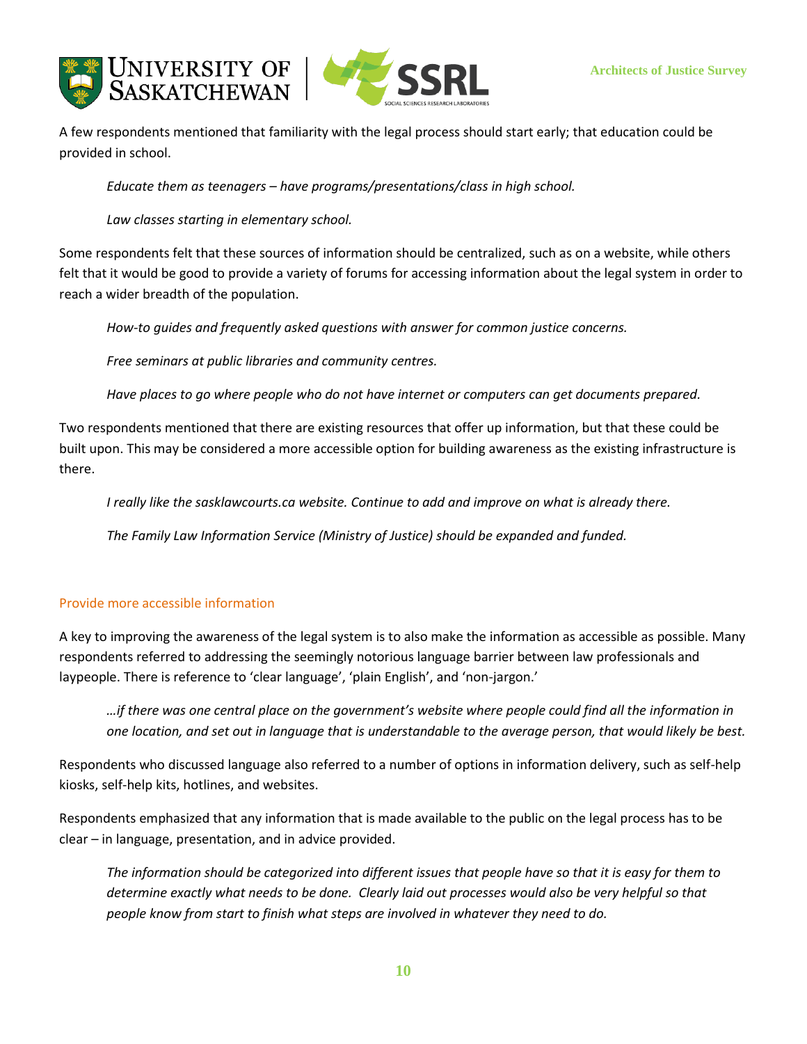A few respondents mentioned that familiarity with the legal process should start early; that education could be provided in school.

> *Educate them as teenagers – have programs/presentations/class in high school.*
>
> *Law classes starting in elementary school.*

Some respondents felt that these sources of information should be centralized, such as on a website, while others felt that it would be good to provide a variety of forums for accessing information about the legal system in order to reach a wider breadth of the population.

> *How-to guides and frequently asked questions with answer for common justice concerns.*
>
> *Free seminars at public libraries and community centres.*
>
> *Have places to go where people who do not have internet or computers can get documents prepared.*

Two respondents mentioned that there are existing resources that offer up information, but that these could be built upon. This may be considered a more accessible option for building awareness as the existing infrastructure is there.

> *I really like the sasklawcourts.ca website. Continue to add and improve on what is already there.*
>
> *The Family Law Information Service (Ministry of Justice) should be expanded and funded.*

### Provide more accessible information

A key to improving the awareness of the legal system is to also make the information as accessible as possible. Many respondents referred to addressing the seemingly notorious language barrier between law professionals and laypeople. There is reference to 'clear language', 'plain English', and 'non-jargon.'

> *…if there was one central place on the government's website where people could find all the information in one location, and set out in language that is understandable to the average person, that would likely be best.*

Respondents who discussed language also referred to a number of options in information delivery, such as self-help kiosks, self-help kits, hotlines, and websites.

Respondents emphasized that any information that is made available to the public on the legal process has to be clear – in language, presentation, and in advice provided.

> *The information should be categorized into different issues that people have so that it is easy for them to determine exactly what needs to be done. Clearly laid out processes would also be very helpful so that people know from start to finish what steps are involved in whatever they need to do.*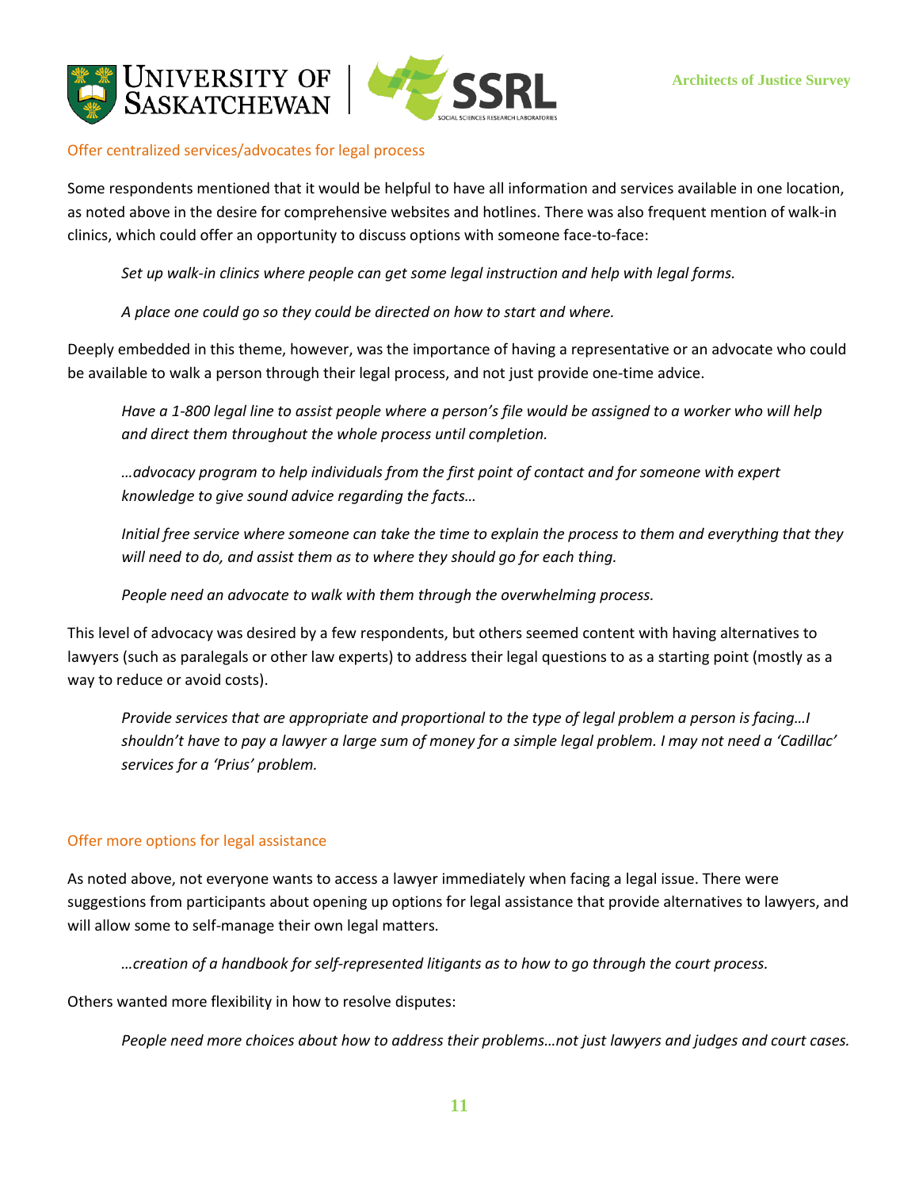### Offer centralized services/advocates for legal process

Some respondents mentioned that it would be helpful to have all information and services available in one location, as noted above in the desire for comprehensive websites and hotlines. There was also frequent mention of walk-in clinics, which could offer an opportunity to discuss options with someone face-to-face:

> *Set up walk-in clinics where people can get some legal instruction and help with legal forms.*
>
> *A place one could go so they could be directed on how to start and where.*

Deeply embedded in this theme, however, was the importance of having a representative or an advocate who could be available to walk a person through their legal process, and not just provide one-time advice.

> *Have a 1-800 legal line to assist people where a person's file would be assigned to a worker who will help and direct them throughout the whole process until completion.*
>
> *…advocacy program to help individuals from the first point of contact and for someone with expert knowledge to give sound advice regarding the facts…*
>
> *Initial free service where someone can take the time to explain the process to them and everything that they will need to do, and assist them as to where they should go for each thing.*
>
> *People need an advocate to walk with them through the overwhelming process.*

This level of advocacy was desired by a few respondents, but others seemed content with having alternatives to lawyers (such as paralegals or other law experts) to address their legal questions to as a starting point (mostly as a way to reduce or avoid costs).

> *Provide services that are appropriate and proportional to the type of legal problem a person is facing…I shouldn't have to pay a lawyer a large sum of money for a simple legal problem. I may not need a 'Cadillac' services for a 'Prius' problem.*

### Offer more options for legal assistance

As noted above, not everyone wants to access a lawyer immediately when facing a legal issue. There were suggestions from participants about opening up options for legal assistance that provide alternatives to lawyers, and will allow some to self-manage their own legal matters.

> *…creation of a handbook for self-represented litigants as to how to go through the court process.*

Others wanted more flexibility in how to resolve disputes:

> *People need more choices about how to address their problems…not just lawyers and judges and court cases.*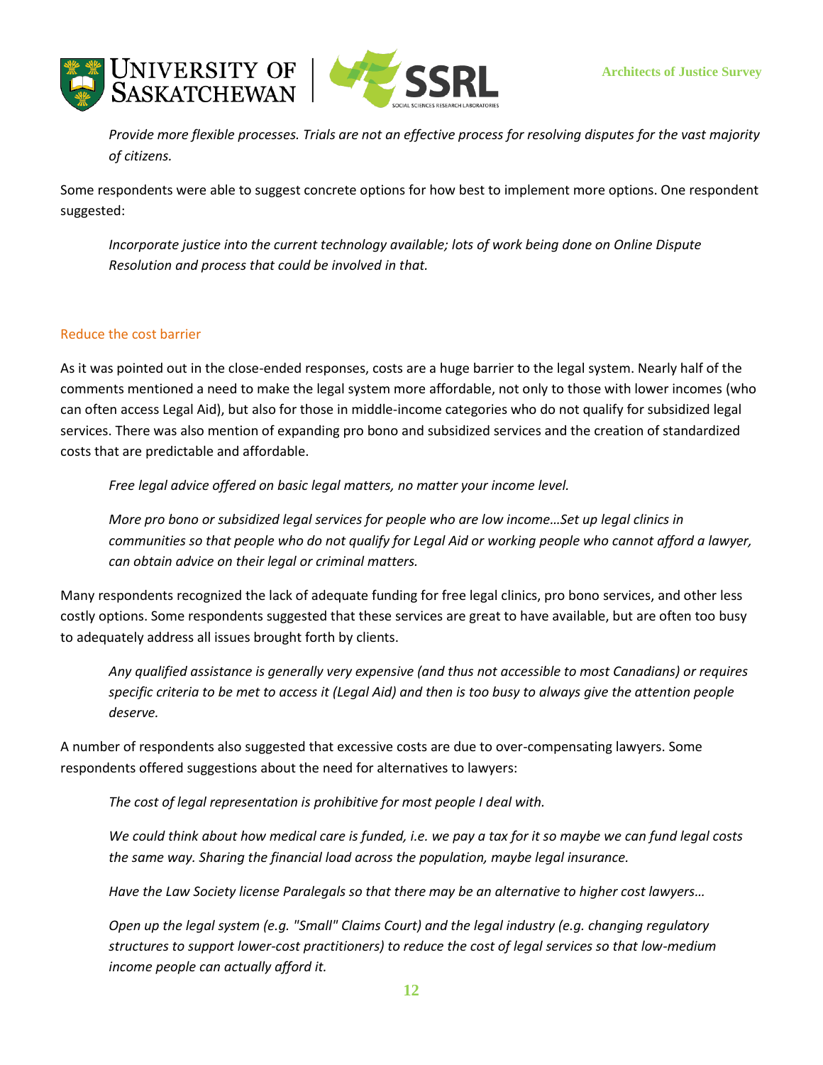*Provide more flexible processes. Trials are not an effective process for resolving disputes for the vast majority of citizens.*

Some respondents were able to suggest concrete options for how best to implement more options. One respondent suggested:

*Incorporate justice into the current technology available; lots of work being done on Online Dispute Resolution and process that could be involved in that.*

### Reduce the cost barrier

As it was pointed out in the close-ended responses, costs are a huge barrier to the legal system. Nearly half of the comments mentioned a need to make the legal system more affordable, not only to those with lower incomes (who can often access Legal Aid), but also for those in middle-income categories who do not qualify for subsidized legal services. There was also mention of expanding pro bono and subsidized services and the creation of standardized costs that are predictable and affordable.

*Free legal advice offered on basic legal matters, no matter your income level.*

*More pro bono or subsidized legal services for people who are low income…Set up legal clinics in communities so that people who do not qualify for Legal Aid or working people who cannot afford a lawyer, can obtain advice on their legal or criminal matters.*

Many respondents recognized the lack of adequate funding for free legal clinics, pro bono services, and other less costly options. Some respondents suggested that these services are great to have available, but are often too busy to adequately address all issues brought forth by clients.

*Any qualified assistance is generally very expensive (and thus not accessible to most Canadians) or requires specific criteria to be met to access it (Legal Aid) and then is too busy to always give the attention people deserve.*

A number of respondents also suggested that excessive costs are due to over-compensating lawyers. Some respondents offered suggestions about the need for alternatives to lawyers:

*The cost of legal representation is prohibitive for most people I deal with.*

*We could think about how medical care is funded, i.e. we pay a tax for it so maybe we can fund legal costs the same way. Sharing the financial load across the population, maybe legal insurance.*

*Have the Law Society license Paralegals so that there may be an alternative to higher cost lawyers…*

*Open up the legal system (e.g. "Small" Claims Court) and the legal industry (e.g. changing regulatory structures to support lower-cost practitioners) to reduce the cost of legal services so that low-medium income people can actually afford it.*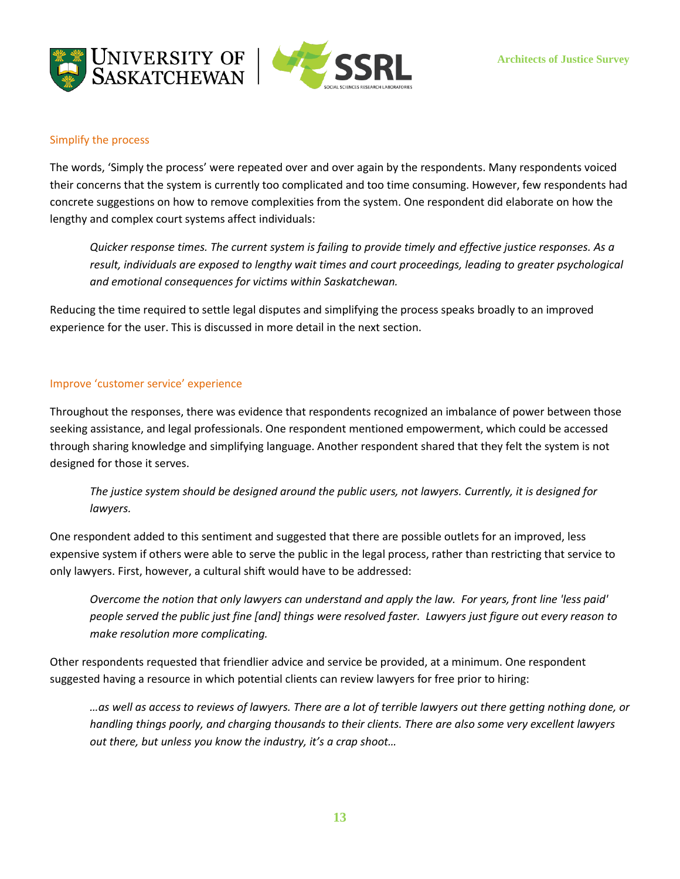## Simplify the process

The words, 'Simply the process' were repeated over and over again by the respondents. Many respondents voiced their concerns that the system is currently too complicated and too time consuming. However, few respondents had concrete suggestions on how to remove complexities from the system. One respondent did elaborate on how the lengthy and complex court systems affect individuals:

> *Quicker response times. The current system is failing to provide timely and effective justice responses. As a result, individuals are exposed to lengthy wait times and court proceedings, leading to greater psychological and emotional consequences for victims within Saskatchewan.*

Reducing the time required to settle legal disputes and simplifying the process speaks broadly to an improved experience for the user. This is discussed in more detail in the next section.

## Improve 'customer service' experience

Throughout the responses, there was evidence that respondents recognized an imbalance of power between those seeking assistance, and legal professionals. One respondent mentioned empowerment, which could be accessed through sharing knowledge and simplifying language. Another respondent shared that they felt the system is not designed for those it serves.

> *The justice system should be designed around the public users, not lawyers. Currently, it is designed for lawyers.*

One respondent added to this sentiment and suggested that there are possible outlets for an improved, less expensive system if others were able to serve the public in the legal process, rather than restricting that service to only lawyers. First, however, a cultural shift would have to be addressed:

> *Overcome the notion that only lawyers can understand and apply the law. For years, front line 'less paid' people served the public just fine [and] things were resolved faster. Lawyers just figure out every reason to make resolution more complicating.*

Other respondents requested that friendlier advice and service be provided, at a minimum. One respondent suggested having a resource in which potential clients can review lawyers for free prior to hiring:

> *…as well as access to reviews of lawyers. There are a lot of terrible lawyers out there getting nothing done, or handling things poorly, and charging thousands to their clients. There are also some very excellent lawyers out there, but unless you know the industry, it's a crap shoot…*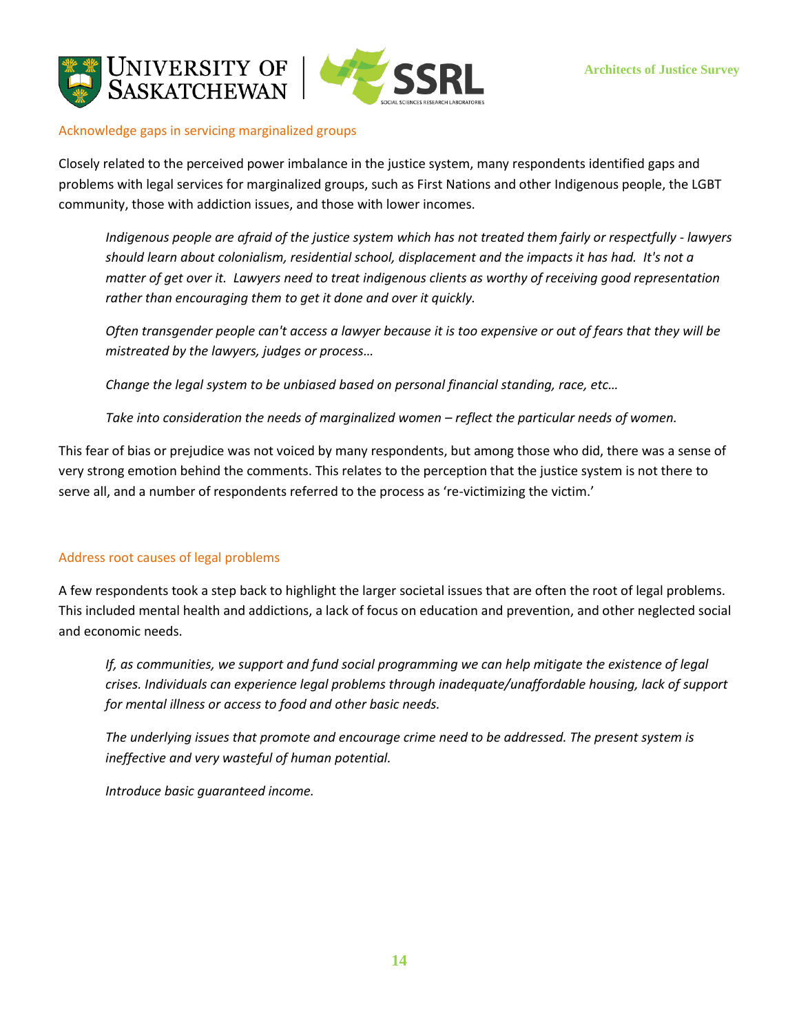### Acknowledge gaps in servicing marginalized groups

Closely related to the perceived power imbalance in the justice system, many respondents identified gaps and problems with legal services for marginalized groups, such as First Nations and other Indigenous people, the LGBT community, those with addiction issues, and those with lower incomes.

> *Indigenous people are afraid of the justice system which has not treated them fairly or respectfully - lawyers should learn about colonialism, residential school, displacement and the impacts it has had. It's not a matter of get over it. Lawyers need to treat indigenous clients as worthy of receiving good representation rather than encouraging them to get it done and over it quickly.*
>
> *Often transgender people can't access a lawyer because it is too expensive or out of fears that they will be mistreated by the lawyers, judges or process…*
>
> *Change the legal system to be unbiased based on personal financial standing, race, etc…*
>
> *Take into consideration the needs of marginalized women – reflect the particular needs of women.*

This fear of bias or prejudice was not voiced by many respondents, but among those who did, there was a sense of very strong emotion behind the comments. This relates to the perception that the justice system is not there to serve all, and a number of respondents referred to the process as 're-victimizing the victim.'

### Address root causes of legal problems

A few respondents took a step back to highlight the larger societal issues that are often the root of legal problems. This included mental health and addictions, a lack of focus on education and prevention, and other neglected social and economic needs.

> *If, as communities, we support and fund social programming we can help mitigate the existence of legal crises. Individuals can experience legal problems through inadequate/unaffordable housing, lack of support for mental illness or access to food and other basic needs.*
>
> *The underlying issues that promote and encourage crime need to be addressed. The present system is ineffective and very wasteful of human potential.*
>
> *Introduce basic guaranteed income.*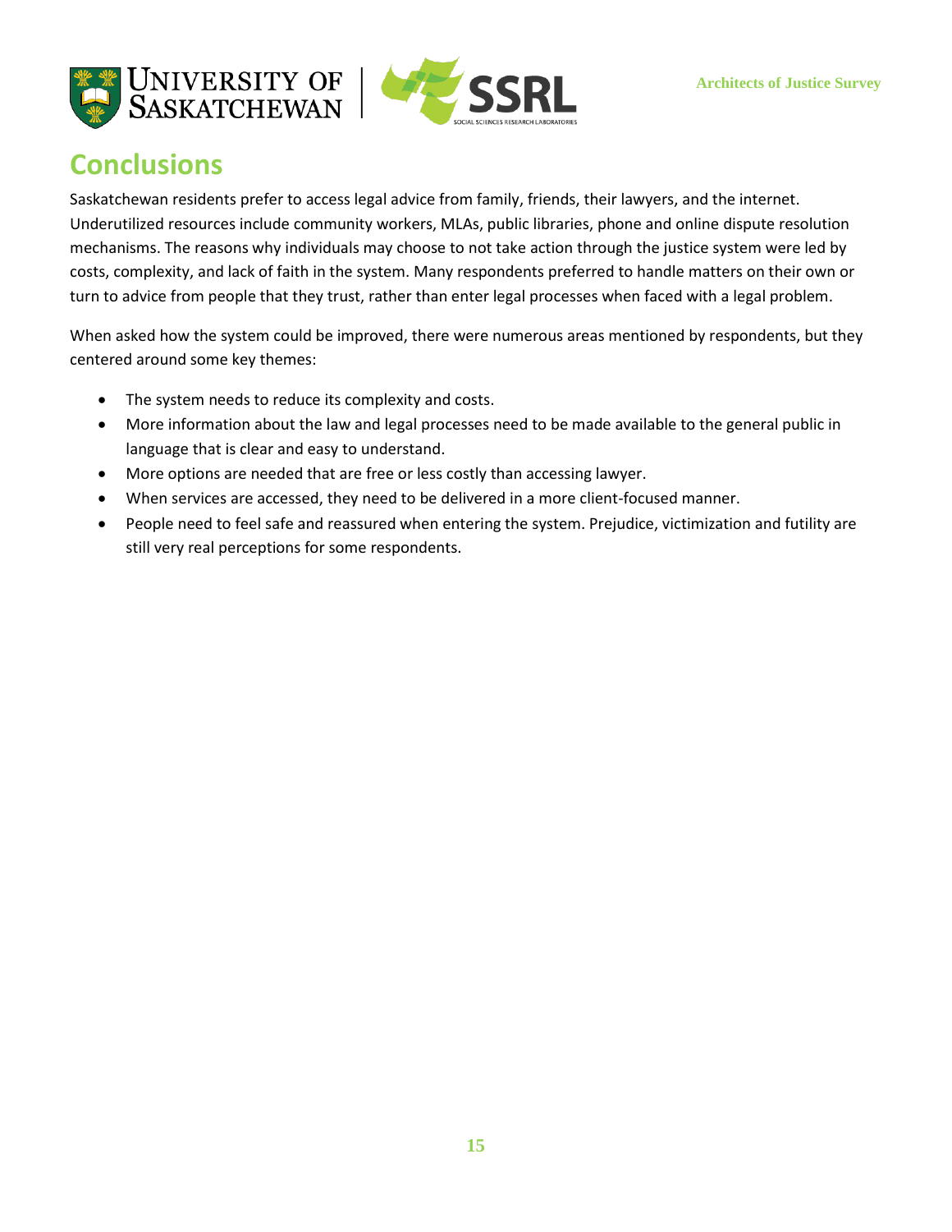# Conclusions

Saskatchewan residents prefer to access legal advice from family, friends, their lawyers, and the internet. Underutilized resources include community workers, MLAs, public libraries, phone and online dispute resolution mechanisms. The reasons why individuals may choose to not take action through the justice system were led by costs, complexity, and lack of faith in the system. Many respondents preferred to handle matters on their own or turn to advice from people that they trust, rather than enter legal processes when faced with a legal problem.

When asked how the system could be improved, there were numerous areas mentioned by respondents, but they centered around some key themes:

- The system needs to reduce its complexity and costs.
- More information about the law and legal processes need to be made available to the general public in language that is clear and easy to understand.
- More options are needed that are free or less costly than accessing lawyer.
- When services are accessed, they need to be delivered in a more client-focused manner.
- People need to feel safe and reassured when entering the system. Prejudice, victimization and futility are still very real perceptions for some respondents.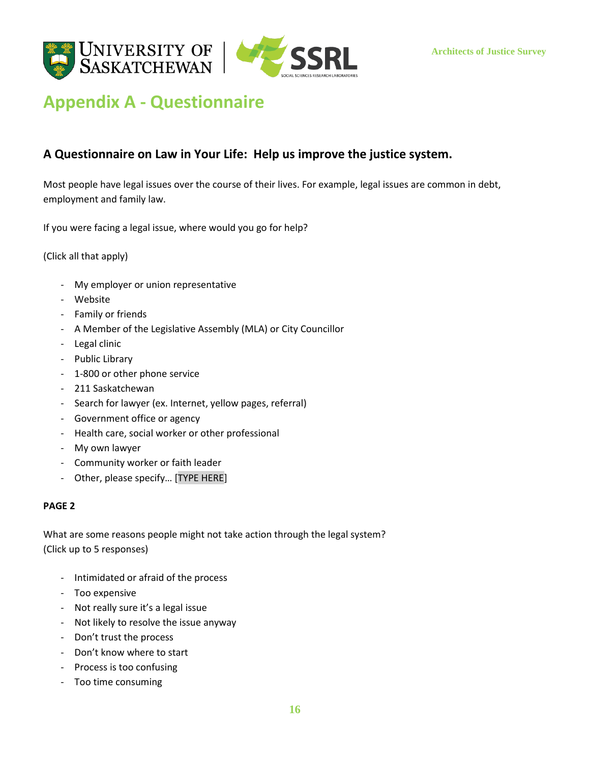# Appendix A - Questionnaire

## A Questionnaire on Law in Your Life: Help us improve the justice system.

Most people have legal issues over the course of their lives. For example, legal issues are common in debt, employment and family law.

If you were facing a legal issue, where would you go for help?

(Click all that apply)

- My employer or union representative
- Website
- Family or friends
- A Member of the Legislative Assembly (MLA) or City Councillor
- Legal clinic
- Public Library
- 1-800 or other phone service
- 211 Saskatchewan
- Search for lawyer (ex. Internet, yellow pages, referral)
- Government office or agency
- Health care, social worker or other professional
- My own lawyer
- Community worker or faith leader
- Other, please specify… [TYPE HERE]

**PAGE 2**

What are some reasons people might not take action through the legal system?
(Click up to 5 responses)

- Intimidated or afraid of the process
- Too expensive
- Not really sure it's a legal issue
- Not likely to resolve the issue anyway
- Don't trust the process
- Don't know where to start
- Process is too confusing
- Too time consuming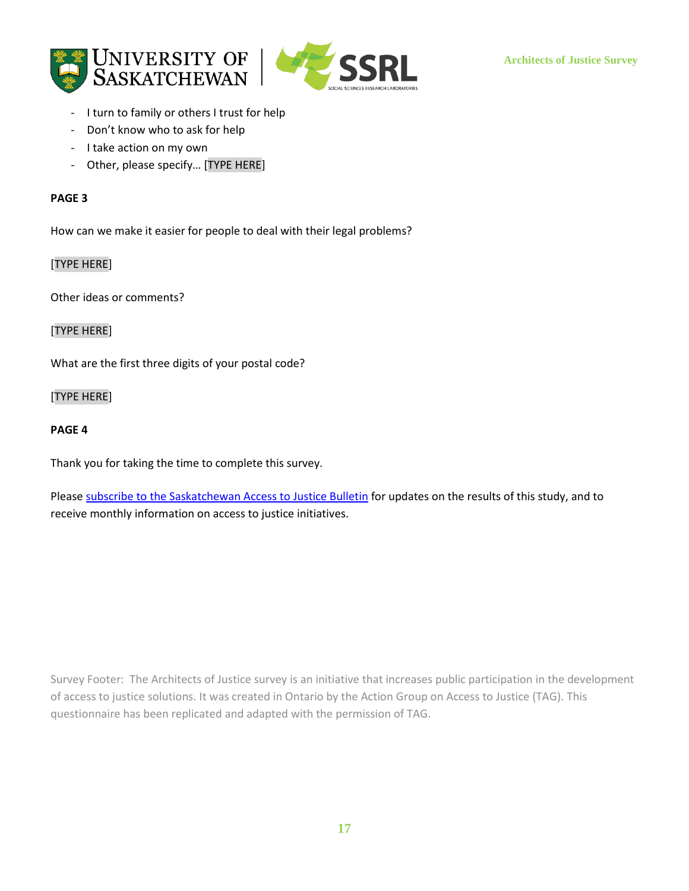- I turn to family or others I trust for help
- Don't know who to ask for help
- I take action on my own
- Other, please specify… [TYPE HERE]

**PAGE 3**

How can we make it easier for people to deal with their legal problems?

[TYPE HERE]

Other ideas or comments?

[TYPE HERE]

What are the first three digits of your postal code?

[TYPE HERE]

**PAGE 4**

Thank you for taking the time to complete this survey.

Please subscribe to the Saskatchewan Access to Justice Bulletin for updates on the results of this study, and to receive monthly information on access to justice initiatives.

Survey Footer: The Architects of Justice survey is an initiative that increases public participation in the development of access to justice solutions. It was created in Ontario by the Action Group on Access to Justice (TAG). This questionnaire has been replicated and adapted with the permission of TAG.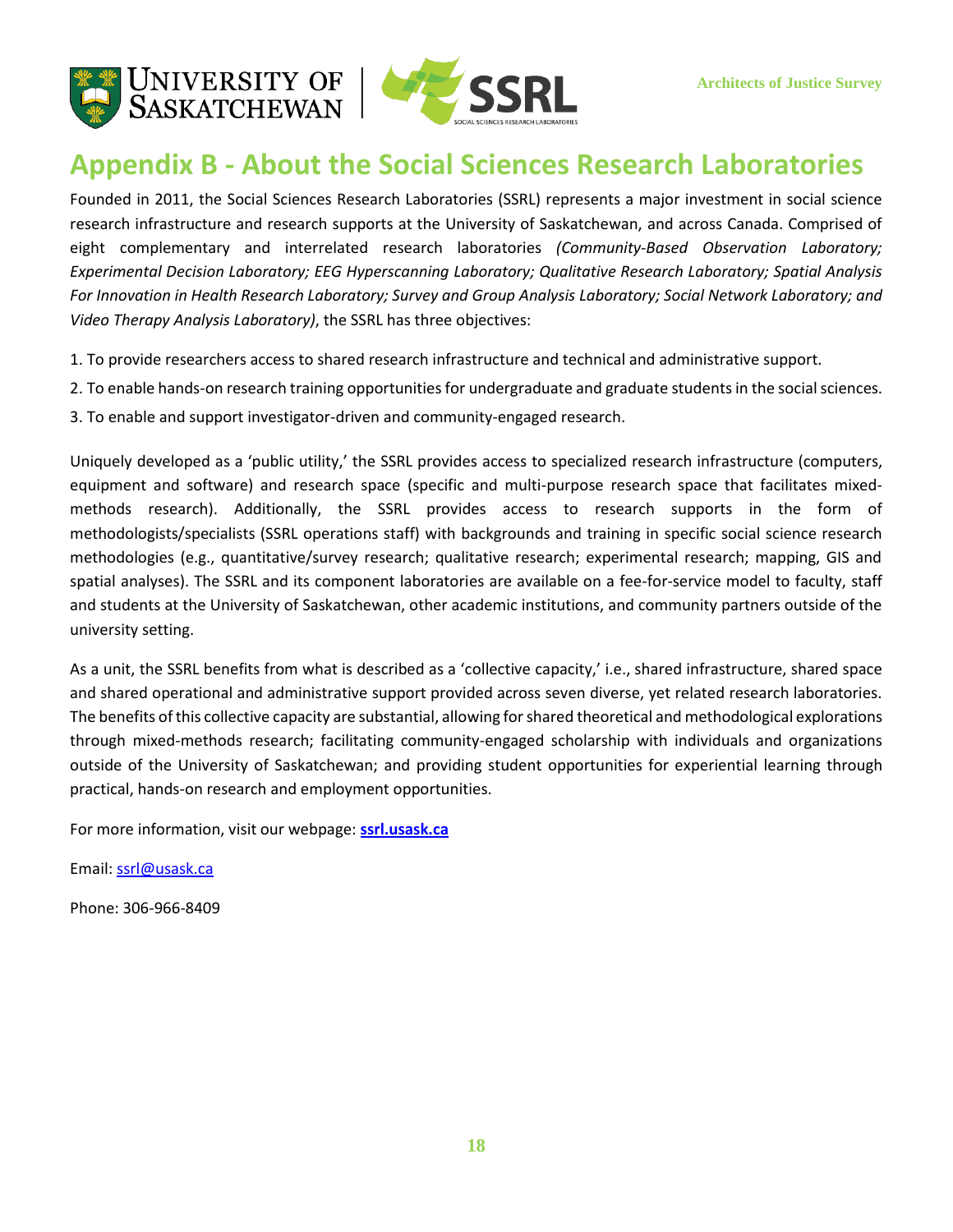# Appendix B - About the Social Sciences Research Laboratories

Founded in 2011, the Social Sciences Research Laboratories (SSRL) represents a major investment in social science research infrastructure and research supports at the University of Saskatchewan, and across Canada. Comprised of eight complementary and interrelated research laboratories *(Community-Based Observation Laboratory; Experimental Decision Laboratory; EEG Hyperscanning Laboratory; Qualitative Research Laboratory; Spatial Analysis For Innovation in Health Research Laboratory; Survey and Group Analysis Laboratory; Social Network Laboratory; and Video Therapy Analysis Laboratory)*, the SSRL has three objectives:

1. To provide researchers access to shared research infrastructure and technical and administrative support.
2. To enable hands-on research training opportunities for undergraduate and graduate students in the social sciences.
3. To enable and support investigator-driven and community-engaged research.

Uniquely developed as a 'public utility,' the SSRL provides access to specialized research infrastructure (computers, equipment and software) and research space (specific and multi-purpose research space that facilitates mixed-methods research). Additionally, the SSRL provides access to research supports in the form of methodologists/specialists (SSRL operations staff) with backgrounds and training in specific social science research methodologies (e.g., quantitative/survey research; qualitative research; experimental research; mapping, GIS and spatial analyses). The SSRL and its component laboratories are available on a fee-for-service model to faculty, staff and students at the University of Saskatchewan, other academic institutions, and community partners outside of the university setting.

As a unit, the SSRL benefits from what is described as a 'collective capacity,' i.e., shared infrastructure, shared space and shared operational and administrative support provided across seven diverse, yet related research laboratories. The benefits of this collective capacity are substantial, allowing for shared theoretical and methodological explorations through mixed-methods research; facilitating community-engaged scholarship with individuals and organizations outside of the University of Saskatchewan; and providing student opportunities for experiential learning through practical, hands-on research and employment opportunities.

For more information, visit our webpage: **ssrl.usask.ca**

Email: ssrl@usask.ca

Phone: 306-966-8409